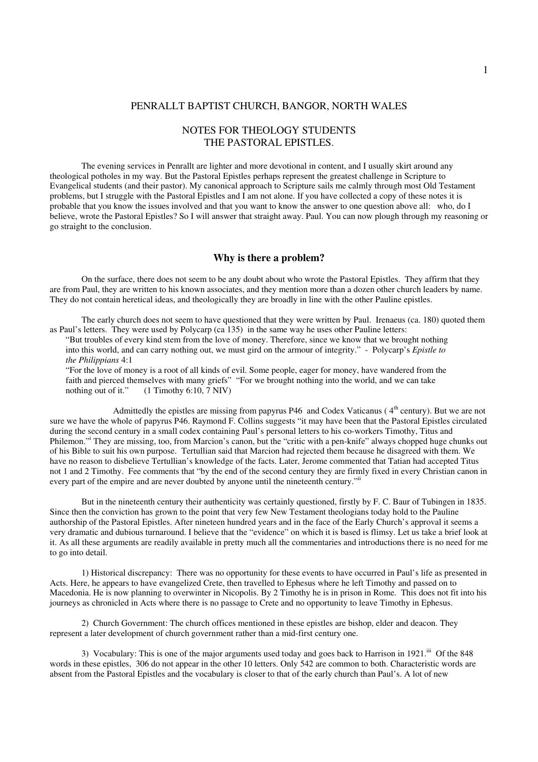# PENRALLT BAPTIST CHURCH, BANGOR, NORTH WALES

## NOTES FOR THEOLOGY STUDENTS
## THE PASTORAL EPISTLES.

The evening services in Penrallt are lighter and more devotional in content, and I usually skirt around any theological potholes in my way. But the Pastoral Epistles perhaps represent the greatest challenge in Scripture to Evangelical students (and their pastor). My canonical approach to Scripture sails me calmly through most Old Testament problems, but I struggle with the Pastoral Epistles and I am not alone. If you have collected a copy of these notes it is probable that you know the issues involved and that you want to know the answer to one question above all: who, do I believe, wrote the Pastoral Epistles? So I will answer that straight away. Paul. You can now plough through my reasoning or go straight to the conclusion.

### Why is there a problem?

On the surface, there does not seem to be any doubt about who wrote the Pastoral Epistles. They affirm that they are from Paul, they are written to his known associates, and they mention more than a dozen other church leaders by name. They do not contain heretical ideas, and theologically they are broadly in line with the other Pauline epistles.

The early church does not seem to have questioned that they were written by Paul. Irenaeus (ca. 180) quoted them as Paul's letters. They were used by Polycarp (ca 135) in the same way he uses other Pauline letters:

> "But troubles of every kind stem from the love of money. Therefore, since we know that we brought nothing into this world, and can carry nothing out, we must gird on the armour of integrity." - Polycarp's *Epistle to the Philippians* 4:1
>
> "For the love of money is a root of all kinds of evil. Some people, eager for money, have wandered from the faith and pierced themselves with many griefs" "For we brought nothing into the world, and we can take nothing out of it." (1 Timothy 6:10, 7 NIV)

Admittedly the epistles are missing from papyrus P46 and Codex Vaticanus ( 4th century). But we are not sure we have the whole of papyrus P46. Raymond F. Collins suggests "it may have been that the Pastoral Epistles circulated during the second century in a small codex containing Paul's personal letters to his co-workers Timothy, Titus and Philemon."[i] They are missing, too, from Marcion's canon, but the "critic with a pen-knife" always chopped huge chunks out of his Bible to suit his own purpose. Tertullian said that Marcion had rejected them because he disagreed with them. We have no reason to disbelieve Tertullian's knowledge of the facts. Later, Jerome commented that Tatian had accepted Titus not 1 and 2 Timothy. Fee comments that "by the end of the second century they are firmly fixed in every Christian canon in every part of the empire and are never doubted by anyone until the nineteenth century."[ii]

But in the nineteenth century their authenticity was certainly questioned, firstly by F. C. Baur of Tubingen in 1835. Since then the conviction has grown to the point that very few New Testament theologians today hold to the Pauline authorship of the Pastoral Epistles. After nineteen hundred years and in the face of the Early Church's approval it seems a very dramatic and dubious turnaround. I believe that the "evidence" on which it is based is flimsy. Let us take a brief look at it. As all these arguments are readily available in pretty much all the commentaries and introductions there is no need for me to go into detail.

1) Historical discrepancy: There was no opportunity for these events to have occurred in Paul's life as presented in Acts. Here, he appears to have evangelized Crete, then travelled to Ephesus where he left Timothy and passed on to Macedonia. He is now planning to overwinter in Nicopolis. By 2 Timothy he is in prison in Rome. This does not fit into his journeys as chronicled in Acts where there is no passage to Crete and no opportunity to leave Timothy in Ephesus.

2) Church Government: The church offices mentioned in these epistles are bishop, elder and deacon. They represent a later development of church government rather than a mid-first century one.

3) Vocabulary: This is one of the major arguments used today and goes back to Harrison in 1921.[iii] Of the 848 words in these epistles, 306 do not appear in the other 10 letters. Only 542 are common to both. Characteristic words are absent from the Pastoral Epistles and the vocabulary is closer to that of the early church than Paul's. A lot of new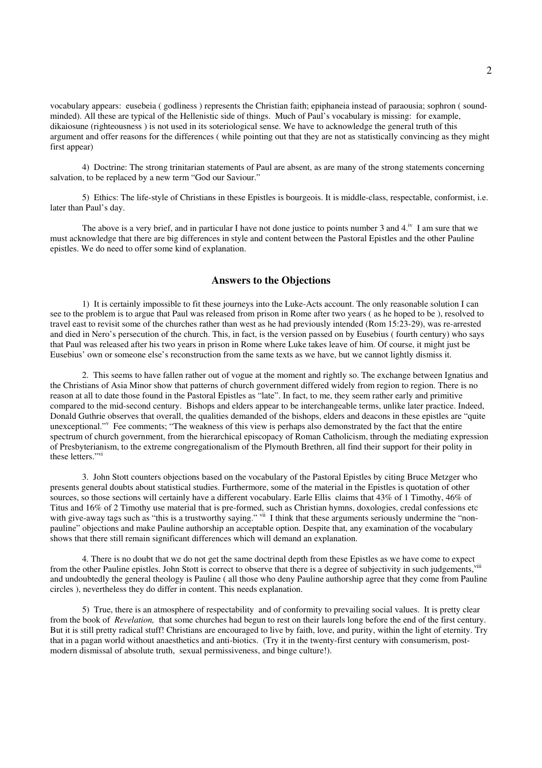vocabulary appears: eusebeia ( godliness ) represents the Christian faith; epiphaneia instead of paraousia; sophron ( sound-minded). All these are typical of the Hellenistic side of things. Much of Paul's vocabulary is missing: for example, dikaiosune (righteousness ) is not used in its soteriological sense. We have to acknowledge the general truth of this argument and offer reasons for the differences ( while pointing out that they are not as statistically convincing as they might first appear)

4) Doctrine: The strong trinitarian statements of Paul are absent, as are many of the strong statements concerning salvation, to be replaced by a new term "God our Saviour."

5) Ethics: The life-style of Christians in these Epistles is bourgeois. It is middle-class, respectable, conformist, i.e. later than Paul's day.

The above is a very brief, and in particular I have not done justice to points number 3 and 4.[iv] I am sure that we must acknowledge that there are big differences in style and content between the Pastoral Epistles and the other Pauline epistles. We do need to offer some kind of explanation.

## Answers to the Objections

1) It is certainly impossible to fit these journeys into the Luke-Acts account. The only reasonable solution I can see to the problem is to argue that Paul was released from prison in Rome after two years ( as he hoped to be ), resolved to travel east to revisit some of the churches rather than west as he had previously intended (Rom 15:23-29), was re-arrested and died in Nero's persecution of the church. This, in fact, is the version passed on by Eusebius ( fourth century) who says that Paul was released after his two years in prison in Rome where Luke takes leave of him. Of course, it might just be Eusebius' own or someone else's reconstruction from the same texts as we have, but we cannot lightly dismiss it.

2. This seems to have fallen rather out of vogue at the moment and rightly so. The exchange between Ignatius and the Christians of Asia Minor show that patterns of church government differed widely from region to region. There is no reason at all to date those found in the Pastoral Epistles as "late". In fact, to me, they seem rather early and primitive compared to the mid-second century. Bishops and elders appear to be interchangeable terms, unlike later practice. Indeed, Donald Guthrie observes that overall, the qualities demanded of the bishops, elders and deacons in these epistles are "quite unexceptional."[v] Fee comments; "The weakness of this view is perhaps also demonstrated by the fact that the entire spectrum of church government, from the hierarchical episcopacy of Roman Catholicism, through the mediating expression of Presbyterianism, to the extreme congregationalism of the Plymouth Brethren, all find their support for their polity in these letters."[vi]

3. John Stott counters objections based on the vocabulary of the Pastoral Epistles by citing Bruce Metzger who presents general doubts about statistical studies. Furthermore, some of the material in the Epistles is quotation of other sources, so those sections will certainly have a different vocabulary. Earle Ellis claims that 43% of 1 Timothy, 46% of Titus and 16% of 2 Timothy use material that is pre-formed, such as Christian hymns, doxologies, credal confessions etc with give-away tags such as "this is a trustworthy saying." [vii] I think that these arguments seriously undermine the "non-pauline" objections and make Pauline authorship an acceptable option. Despite that, any examination of the vocabulary shows that there still remain significant differences which will demand an explanation.

4. There is no doubt that we do not get the same doctrinal depth from these Epistles as we have come to expect from the other Pauline epistles. John Stott is correct to observe that there is a degree of subjectivity in such judgements,[viii] and undoubtedly the general theology is Pauline ( all those who deny Pauline authorship agree that they come from Pauline circles ), nevertheless they do differ in content. This needs explanation.

5) True, there is an atmosphere of respectability and of conformity to prevailing social values. It is pretty clear from the book of *Revelation,* that some churches had begun to rest on their laurels long before the end of the first century. But it is still pretty radical stuff! Christians are encouraged to live by faith, love, and purity, within the light of eternity. Try that in a pagan world without anaesthetics and anti-biotics. (Try it in the twenty-first century with consumerism, post-modern dismissal of absolute truth, sexual permissiveness, and binge culture!).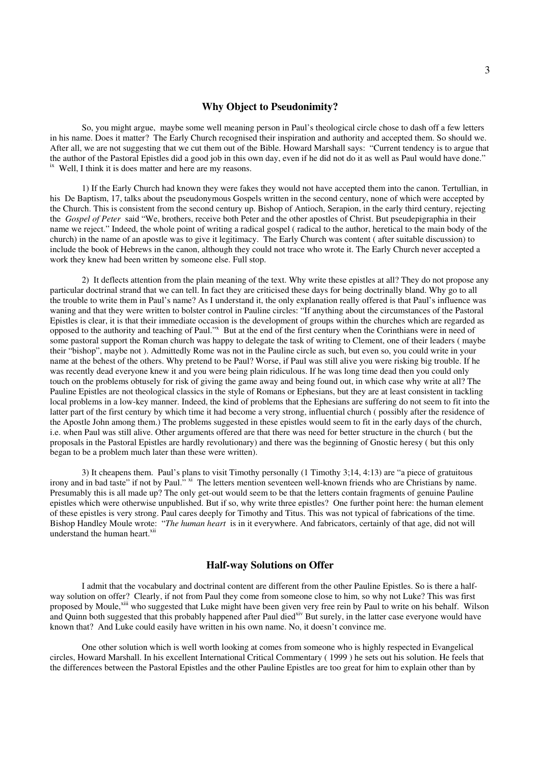## Why Object to Pseudonimity?

So, you might argue, maybe some well meaning person in Paul's theological circle chose to dash off a few letters in his name. Does it matter? The Early Church recognised their inspiration and authority and accepted them. So should we. After all, we are not suggesting that we cut them out of the Bible. Howard Marshall says: "Current tendency is to argue that the author of the Pastoral Epistles did a good job in this own day, even if he did not do it as well as Paul would have done." [ix] Well, I think it is does matter and here are my reasons.

1) If the Early Church had known they were fakes they would not have accepted them into the canon. Tertullian, in his De Baptism, 17, talks about the pseudonymous Gospels written in the second century, none of which were accepted by the Church. This is consistent from the second century up. Bishop of Antioch, Serapion, in the early third century, rejecting the *Gospel of Peter* said "We, brothers, receive both Peter and the other apostles of Christ. But pseudepigraphia in their name we reject." Indeed, the whole point of writing a radical gospel ( radical to the author, heretical to the main body of the church) in the name of an apostle was to give it legitimacy. The Early Church was content ( after suitable discussion) to include the book of Hebrews in the canon, although they could not trace who wrote it. The Early Church never accepted a work they knew had been written by someone else. Full stop.

2) It deflects attention from the plain meaning of the text. Why write these epistles at all? They do not propose any particular doctrinal strand that we can tell. In fact they are criticised these days for being doctrinally bland. Why go to all the trouble to write them in Paul's name? As I understand it, the only explanation really offered is that Paul's influence was waning and that they were written to bolster control in Pauline circles: "If anything about the circumstances of the Pastoral Epistles is clear, it is that their immediate occasion is the development of groups within the churches which are regarded as opposed to the authority and teaching of Paul."[x] But at the end of the first century when the Corinthians were in need of some pastoral support the Roman church was happy to delegate the task of writing to Clement, one of their leaders ( maybe their "bishop", maybe not ). Admittedly Rome was not in the Pauline circle as such, but even so, you could write in your name at the behest of the others. Why pretend to be Paul? Worse, if Paul was still alive you were risking big trouble. If he was recently dead everyone knew it and you were being plain ridiculous. If he was long time dead then you could only touch on the problems obtusely for risk of giving the game away and being found out, in which case why write at all? The Pauline Epistles are not theological classics in the style of Romans or Ephesians, but they are at least consistent in tackling local problems in a low-key manner. Indeed, the kind of problems that the Ephesians are suffering do not seem to fit into the latter part of the first century by which time it had become a very strong, influential church ( possibly after the residence of the Apostle John among them.) The problems suggested in these epistles would seem to fit in the early days of the church, i.e. when Paul was still alive. Other arguments offered are that there was need for better structure in the church ( but the proposals in the Pastoral Epistles are hardly revolutionary) and there was the beginning of Gnostic heresy ( but this only began to be a problem much later than these were written).

3) It cheapens them. Paul's plans to visit Timothy personally (1 Timothy 3;14, 4:13) are "a piece of gratuitous irony and in bad taste" if not by Paul." [xi] The letters mention seventeen well-known friends who are Christians by name. Presumably this is all made up? The only get-out would seem to be that the letters contain fragments of genuine Pauline epistles which were otherwise unpublished. But if so, why write three epistles? One further point here: the human element of these epistles is very strong. Paul cares deeply for Timothy and Titus. This was not typical of fabrications of the time. Bishop Handley Moule wrote: "*The human heart* is in it everywhere. And fabricators, certainly of that age, did not will understand the human heart.[xii]

## Half-way Solutions on Offer

I admit that the vocabulary and doctrinal content are different from the other Pauline Epistles. So is there a half-way solution on offer? Clearly, if not from Paul they come from someone close to him, so why not Luke? This was first proposed by Moule,[xiii] who suggested that Luke might have been given very free rein by Paul to write on his behalf. Wilson and Quinn both suggested that this probably happened after Paul died[xiv] But surely, in the latter case everyone would have known that? And Luke could easily have written in his own name. No, it doesn't convince me.

One other solution which is well worth looking at comes from someone who is highly respected in Evangelical circles, Howard Marshall. In his excellent International Critical Commentary ( 1999 ) he sets out his solution. He feels that the differences between the Pastoral Epistles and the other Pauline Epistles are too great for him to explain other than by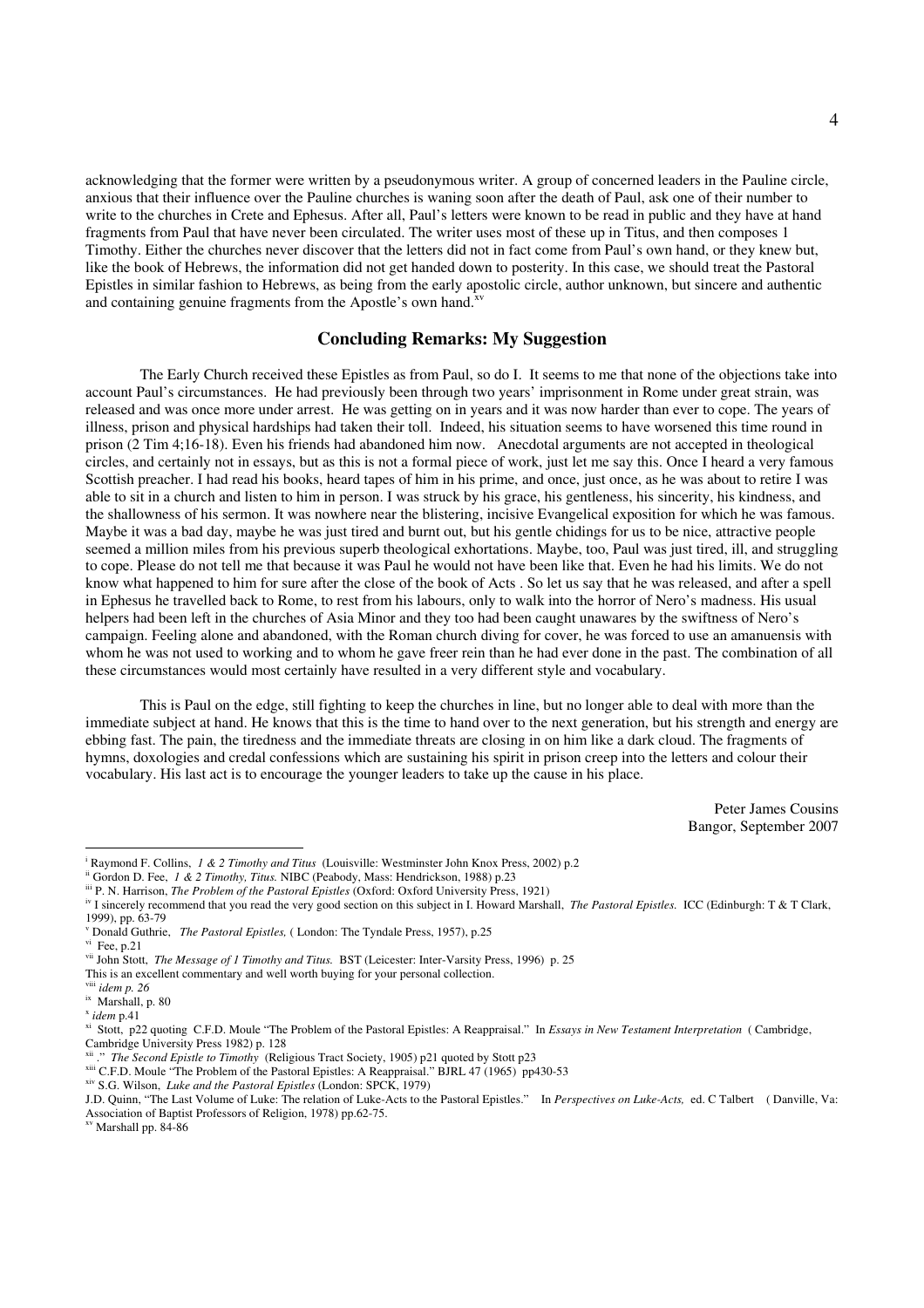acknowledging that the former were written by a pseudonymous writer. A group of concerned leaders in the Pauline circle, anxious that their influence over the Pauline churches is waning soon after the death of Paul, ask one of their number to write to the churches in Crete and Ephesus. After all, Paul's letters were known to be read in public and they have at hand fragments from Paul that have never been circulated. The writer uses most of these up in Titus, and then composes 1 Timothy. Either the churches never discover that the letters did not in fact come from Paul's own hand, or they knew but, like the book of Hebrews, the information did not get handed down to posterity. In this case, we should treat the Pastoral Epistles in similar fashion to Hebrews, as being from the early apostolic circle, author unknown, but sincere and authentic and containing genuine fragments from the Apostle's own hand.[xv]

## Concluding Remarks: My Suggestion

The Early Church received these Epistles as from Paul, so do I. It seems to me that none of the objections take into account Paul's circumstances. He had previously been through two years' imprisonment in Rome under great strain, was released and was once more under arrest. He was getting on in years and it was now harder than ever to cope. The years of illness, prison and physical hardships had taken their toll. Indeed, his situation seems to have worsened this time round in prison (2 Tim 4;16-18). Even his friends had abandoned him now. Anecdotal arguments are not accepted in theological circles, and certainly not in essays, but as this is not a formal piece of work, just let me say this. Once I heard a very famous Scottish preacher. I had read his books, heard tapes of him in his prime, and once, just once, as he was about to retire I was able to sit in a church and listen to him in person. I was struck by his grace, his gentleness, his sincerity, his kindness, and the shallowness of his sermon. It was nowhere near the blistering, incisive Evangelical exposition for which he was famous. Maybe it was a bad day, maybe he was just tired and burnt out, but his gentle chidings for us to be nice, attractive people seemed a million miles from his previous superb theological exhortations. Maybe, too, Paul was just tired, ill, and struggling to cope. Please do not tell me that because it was Paul he would not have been like that. Even he had his limits. We do not know what happened to him for sure after the close of the book of Acts . So let us say that he was released, and after a spell in Ephesus he travelled back to Rome, to rest from his labours, only to walk into the horror of Nero's madness. His usual helpers had been left in the churches of Asia Minor and they too had been caught unawares by the swiftness of Nero's campaign. Feeling alone and abandoned, with the Roman church diving for cover, he was forced to use an amanuensis with whom he was not used to working and to whom he gave freer rein than he had ever done in the past. The combination of all these circumstances would most certainly have resulted in a very different style and vocabulary.

This is Paul on the edge, still fighting to keep the churches in line, but no longer able to deal with more than the immediate subject at hand. He knows that this is the time to hand over to the next generation, but his strength and energy are ebbing fast. The pain, the tiredness and the immediate threats are closing in on him like a dark cloud. The fragments of hymns, doxologies and credal confessions which are sustaining his spirit in prison creep into the letters and colour their vocabulary. His last act is to encourage the younger leaders to take up the cause in his place.

Peter James Cousins
Bangor, September 2007

---

[i] Raymond F. Collins, *1 & 2 Timothy and Titus* (Louisville: Westminster John Knox Press, 2002) p.2

[ii] Gordon D. Fee, *1 & 2 Timothy, Titus.* NIBC (Peabody, Mass: Hendrickson, 1988) p.23

[iii] P. N. Harrison, *The Problem of the Pastoral Epistles* (Oxford: Oxford University Press, 1921)

[iv] I sincerely recommend that you read the very good section on this subject in I. Howard Marshall, *The Pastoral Epistles.* ICC (Edinburgh: T & T Clark, 1999), pp. 63-79

[v] Donald Guthrie, *The Pastoral Epistles,* ( London: The Tyndale Press, 1957), p.25

[vi] Fee, p.21

[vii] John Stott, *The Message of 1 Timothy and Titus.* BST (Leicester: Inter-Varsity Press, 1996) p. 25
This is an excellent commentary and well worth buying for your personal collection.

[viii] *idem p. 26*

[ix] Marshall, p. 80

[x] *idem* p.41

[xi] Stott, p22 quoting C.F.D. Moule "The Problem of the Pastoral Epistles: A Reappraisal." In *Essays in New Testament Interpretation* ( Cambridge, Cambridge University Press 1982) p. 128

[xii] ." *The Second Epistle to Timothy* (Religious Tract Society, 1905) p21 quoted by Stott p23

[xiii] C.F.D. Moule "The Problem of the Pastoral Epistles: A Reappraisal." BJRL 47 (1965) pp430-53

[xiv] S.G. Wilson, *Luke and the Pastoral Epistles* (London: SPCK, 1979)
J.D. Quinn, "The Last Volume of Luke: The relation of Luke-Acts to the Pastoral Epistles." In *Perspectives on Luke-Acts,* ed. C Talbert ( Danville, Va: Association of Baptist Professors of Religion, 1978) pp.62-75.

[xv] Marshall pp. 84-86